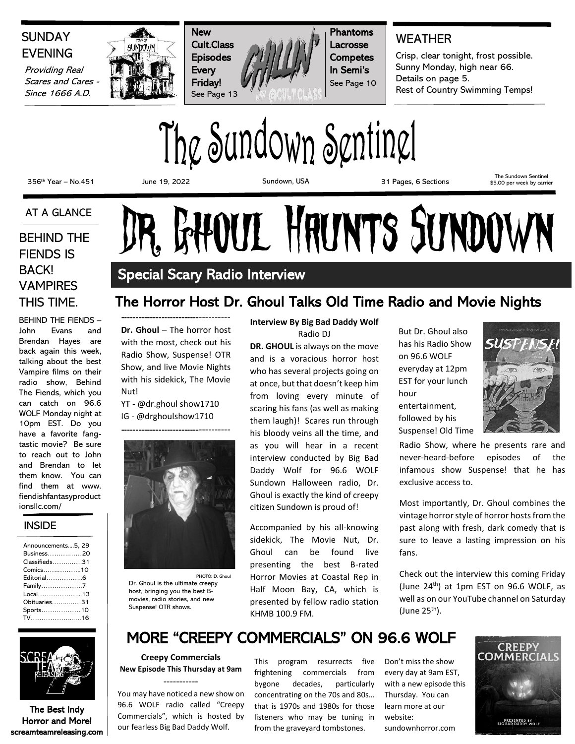SUNDAY EVENING

*Providing Real Scares and Cares - Since 1666 A.D.*

**New Cult.Class Episodes Every Friday!** See Page 13

**Phantoms Lacrosse Competes In Semi's** See Page 10

WEATHER

Crisp, clear tonight, frost possible. Sunny Monday, high near 66. Details on page 5. Rest of Country Swimming Temps!

# The Sundown Sentinel

356th Year – No.451 | June 19, 2022 | Sundown, USA | 31 Pages, 6 Sections | The Sundown Sentinel $5.00 per week by carrier

AT A GLANCE

## BEHIND THE FIENDS IS BACK! VAMPIRES THIS TIME.

BEHIND THE FIENDS – John Evans and Brendan Hayes are back again this week, talking about the best Vampire films on their radio show, Behind The Fiends, which you can catch on 96.6 WOLF Monday night at 10pm EST. Do you have a favorite fang-tastic movie? Be sure to reach out to John and Brendan to let them know. You can find them at www. fiendishfantasyproductionsllc.com/

INSIDE

Announcements....5, 29
Business................20
Classifieds..............31
Comics...................10
Editorial..................6
Family.....................7
Local......................13
Obituaries...............31
Sports....................10
TV.........................16

The Best Indy Horror and More! screamteamreleasing.com

# Dr. Ghoul Haunts Sundown

## Special Scary Radio Interview

### The Horror Host Dr. Ghoul Talks Old Time Radio and Movie Nights

------------------------------------

**Dr. Ghoul** – The horror host with the most, check out his Radio Show, Suspense! OTR Show, and live Movie Nights with his sidekick, The Movie Nut!

YT - @dr.ghoul show1710
IG - @drghoulshow1710

------------------------------------

PHOTO: D. Ghoul

Dr. Ghoul is the ultimate creepy host, bringing you the best B-movies, radio stories, and new Suspense! OTR shows.

**Interview By Big Bad Daddy Wolf**
Radio DJ

**DR. GHOUL** is always on the move and is a voracious horror host who has several projects going on at once, but that doesn't keep him from loving every minute of scaring his fans (as well as making them laugh)! Scares run through his bloody veins all the time, and as you will hear in a recent interview conducted by Big Bad Daddy Wolf for 96.6 WOLF Sundown Halloween radio, Dr. Ghoul is exactly the kind of creepy citizen Sundown is proud of!

Accompanied by his all-knowing sidekick, The Movie Nut, Dr. Ghoul can be found live presenting the best B-rated Horror Movies at Coastal Rep in Half Moon Bay, CA, which is presented by fellow radio station KHMB 100.9 FM.

But Dr. Ghoul also has his Radio Show on 96.6 WOLF everyday at 12pm EST for your lunch hour entertainment, followed by his Suspense! Old Time Radio Show, where he presents rare and never-heard-before episodes of the infamous show Suspense! that he has exclusive access to.

Most importantly, Dr. Ghoul combines the vintage horror style of horror hosts from the past along with fresh, dark comedy that is sure to leave a lasting impression on his fans.

Check out the interview this coming Friday (June 24th) at 1pm EST on 96.6 WOLF, as well as on our YouTube channel on Saturday (June 25th).

## MORE "CREEPY COMMERCIALS" ON 96.6 WOLF

**Creepy Commercials**
**New Episode This Thursday at 9am**

-----------

You may have noticed a new show on 96.6 WOLF radio called "Creepy Commercials", which is hosted by our fearless Big Bad Daddy Wolf.

This program resurrects five frightening commercials from bygone decades, particularly concentrating on the 70s and 80s… that is 1970s and 1980s for those listeners who may be tuning in from the graveyard tombstones.

Don't miss the show every day at 9am EST, with a new episode this Thursday. You can learn more at our website: sundownhorror.com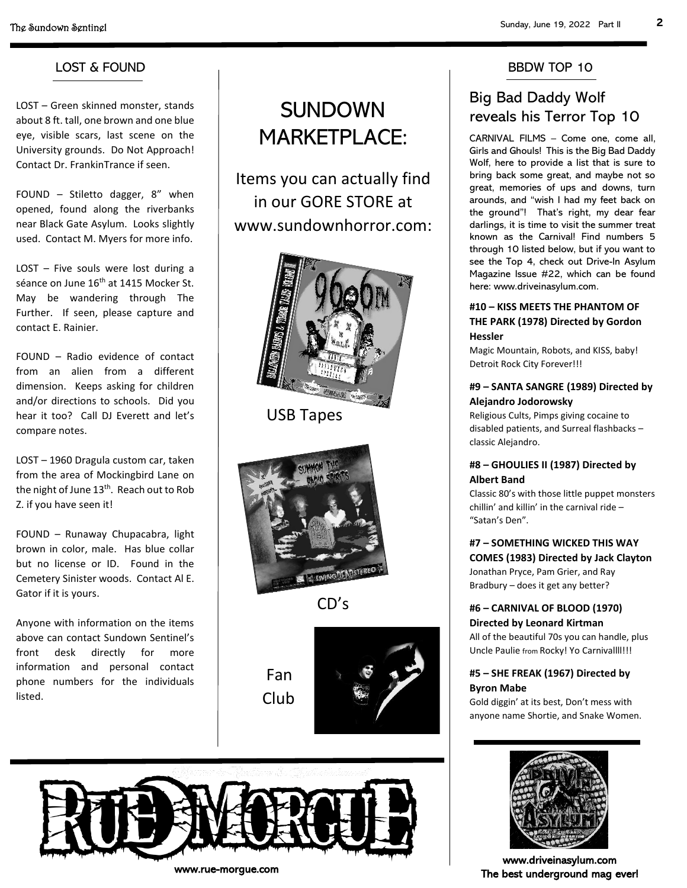## LOST & FOUND

LOST – Green skinned monster, stands about 8 ft. tall, one brown and one blue eye, visible scars, last scene on the University grounds. Do Not Approach! Contact Dr. FrankinTrance if seen.

FOUND – Stiletto dagger, 8" when opened, found along the riverbanks near Black Gate Asylum. Looks slightly used. Contact M. Myers for more info.

LOST – Five souls were lost during a séance on June 16th at 1415 Mocker St. May be wandering through The Further. If seen, please capture and contact E. Rainier.

FOUND – Radio evidence of contact from an alien from a different dimension. Keeps asking for children and/or directions to schools. Did you hear it too? Call DJ Everett and let's compare notes.

LOST – 1960 Dragula custom car, taken from the area of Mockingbird Lane on the night of June 13th. Reach out to Rob Z. if you have seen it!

FOUND – Runaway Chupacabra, light brown in color, male. Has blue collar but no license or ID. Found in the Cemetery Sinister woods. Contact Al E. Gator if it is yours.

Anyone with information on the items above can contact Sundown Sentinel's front desk directly for more information and personal contact phone numbers for the individuals listed.

## SUNDOWN MARKETPLACE:

Items you can actually find in our GORE STORE at www.sundownhorror.com:

USB Tapes

CD's

Fan Club

## BBDW TOP 10

### Big Bad Daddy Wolf reveals his Terror Top 10

CARNIVAL FILMS – Come one, come all, Girls and Ghouls! This is the Big Bad Daddy Wolf, here to provide a list that is sure to bring back some great, and maybe not so great, memories of ups and downs, turn arounds, and "wish I had my feet back on the ground"! That's right, my dear fear darlings, it is time to visit the summer treat known as the Carnival! Find numbers 5 through 10 listed below, but if you want to see the Top 4, check out Drive-In Asylum Magazine Issue #22, which can be found here: www.driveinasylum.com.

**#10 – KISS MEETS THE PHANTOM OF THE PARK (1978) Directed by Gordon Hessler**
Magic Mountain, Robots, and KISS, baby! Detroit Rock City Forever!!!

**#9 – SANTA SANGRE (1989) Directed by Alejandro Jodorowsky**
Religious Cults, Pimps giving cocaine to disabled patients, and Surreal flashbacks – classic Alejandro.

**#8 – GHOULIES II (1987) Directed by Albert Band**
Classic 80's with those little puppet monsters chillin' and killin' in the carnival ride – "Satan's Den".

**#7 – SOMETHING WICKED THIS WAY COMES (1983) Directed by Jack Clayton**
Jonathan Pryce, Pam Grier, and Ray Bradbury – does it get any better?

**#6 – CARNIVAL OF BLOOD (1970) Directed by Leonard Kirtman**
All of the beautiful 70s you can handle, plus Uncle Paulie from Rocky! Yo Carnivallll!!!!

**#5 – SHE FREAK (1967) Directed by Byron Mabe**
Gold diggin' at its best, Don't mess with anyone name Shortie, and Snake Women.

RUE MORGUE

www.rue-morgue.com

www.driveinasylum.com
The best underground mag ever!